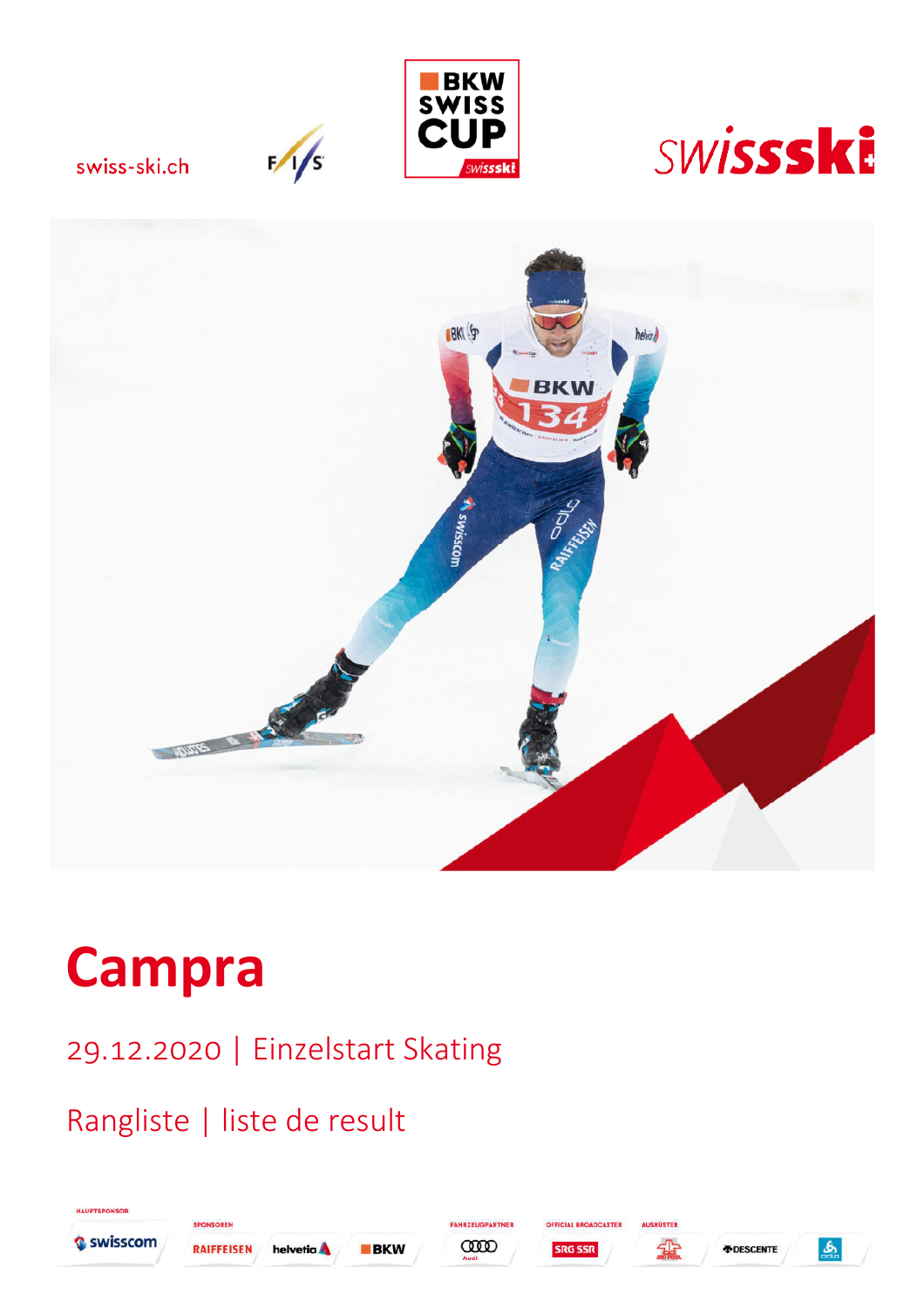swiss-ski.ch

# Campra

## 29.12.2020 | Einzelstart Skating

## Rangliste | liste de result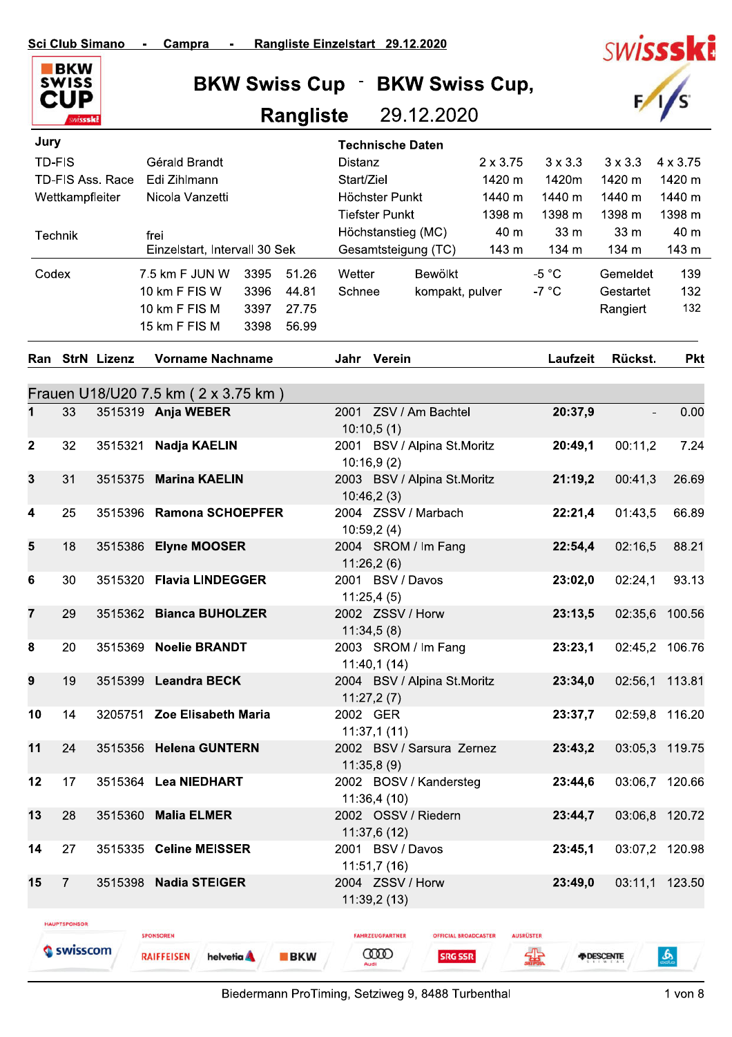Sci Club Simano - Campra - Rangliste Einzelstart 29.12.2020

# BKW Swiss Cup - BKW Swiss Cup,

## Rangliste 29.12.2020

| Jury | |
|---|---|
| TD-FIS | Gérald Brandt |
| TD-FIS Ass. Race | Edi Zihlmann |
| Wettkampfleiter | Nicola Vanzetti |
| Technik | frei |
| | Einzelstart, Intervall 30 Sek |

| Technische Daten | | | | |
|---|---|---|---|---|
| Distanz | 2 x 3.75 | 3 x 3.3 | 3 x 3.3 | 4 x 3.75 |
| Start/Ziel | 1420 m | 1420m | 1420 m | 1420 m |
| Höchster Punkt | 1440 m | 1440 m | 1440 m | 1440 m |
| Tiefster Punkt | 1398 m | 1398 m | 1398 m | 1398 m |
| Höchstanstieg (MC) | 40 m | 33 m | 33 m | 40 m |
| Gesamtsteigung (TC) | 143 m | 134 m | 134 m | 143 m |

| Codex | | | |
|---|---|---|---|
| | 7.5 km F JUN W | 3395 | 51.26 |
| | 10 km F FIS W | 3396 | 44.81 |
| | 10 km F FIS M | 3397 | 27.75 |
| | 15 km F FIS M | 3398 | 56.99 |

| | | | |
|---|---|---|---|
| Wetter | Bewölkt | -5 °C | |
| Schnee | kompakt, pulver | -7 °C | |
| Gemeldet | 139 | | |
| Gestartet | 132 | | |
| Rangiert | 132 | | |

### Frauen U18/U20 7.5 km ( 2 x 3.75 km )

| Ran | StrN | Lizenz | Vorname Nachname | Jahr | Verein | Laufzeit | Rückst. | Pkt |
|---|---|---|---|---|---|---|---|---|
| 1 | 33 | 3515319 | **Anja WEBER** | 2001 | ZSV / Am Bachtel<br>10:10,5 (1) | **20:37,9** | - | 0.00 |
| 2 | 32 | 3515321 | **Nadja KAELIN** | 2001 | BSV / Alpina St.Moritz<br>10:16,9 (2) | **20:49,1** | 00:11,2 | 7.24 |
| 3 | 31 | 3515375 | **Marina KAELIN** | 2003 | BSV / Alpina St.Moritz<br>10:46,2 (3) | **21:19,2** | 00:41,3 | 26.69 |
| 4 | 25 | 3515396 | **Ramona SCHOEPFER** | 2004 | ZSSV / Marbach<br>10:59,2 (4) | **22:21,4** | 01:43,5 | 66.89 |
| 5 | 18 | 3515386 | **Elyne MOOSER** | 2004 | SROM / Im Fang<br>11:26,2 (6) | **22:54,4** | 02:16,5 | 88.21 |
| 6 | 30 | 3515320 | **Flavia LINDEGGER** | 2001 | BSV / Davos<br>11:25,4 (5) | **23:02,0** | 02:24,1 | 93.13 |
| 7 | 29 | 3515362 | **Bianca BUHOLZER** | 2002 | ZSSV / Horw<br>11:34,5 (8) | **23:13,5** | 02:35,6 | 100.56 |
| 8 | 20 | 3515369 | **Noelie BRANDT** | 2003 | SROM / Im Fang<br>11:40,1 (14) | **23:23,1** | 02:45,2 | 106.76 |
| 9 | 19 | 3515399 | **Leandra BECK** | 2004 | BSV / Alpina St.Moritz<br>11:27,2 (7) | **23:34,0** | 02:56,1 | 113.81 |
| 10 | 14 | 3205751 | **Zoe Elisabeth Maria** | 2002 | GER<br>11:37,1 (11) | **23:37,7** | 02:59,8 | 116.20 |
| 11 | 24 | 3515356 | **Helena GUNTERN** | 2002 | BSV / Sarsura Zernez<br>11:35,8 (9) | **23:43,2** | 03:05,3 | 119.75 |
| 12 | 17 | 3515364 | **Lea NIEDHART** | 2002 | BOSV / Kandersteg<br>11:36,4 (10) | **23:44,6** | 03:06,7 | 120.66 |
| 13 | 28 | 3515360 | **Malia ELMER** | 2002 | OSSV / Riedern<br>11:37,6 (12) | **23:44,7** | 03:06,8 | 120.72 |
| 14 | 27 | 3515335 | **Celine MEISSER** | 2001 | BSV / Davos<br>11:51,7 (16) | **23:45,1** | 03:07,2 | 120.98 |
| 15 | 7 | 3515398 | **Nadia STEIGER** | 2004 | ZSSV / Horw<br>11:39,2 (13) | **23:49,0** | 03:11,1 | 123.50 |

HAUPTSPONSOR: swisscom — SPONSOREN: RAIFFEISEN, helvetia, BKW — FAHRZEUGPARTNER: Audi — OFFICIAL BROADCASTER: SRG SSR — AUSRÜSTER: DESCENTE

Biedermann ProTiming, Setziweg 9, 8488 Turbenthal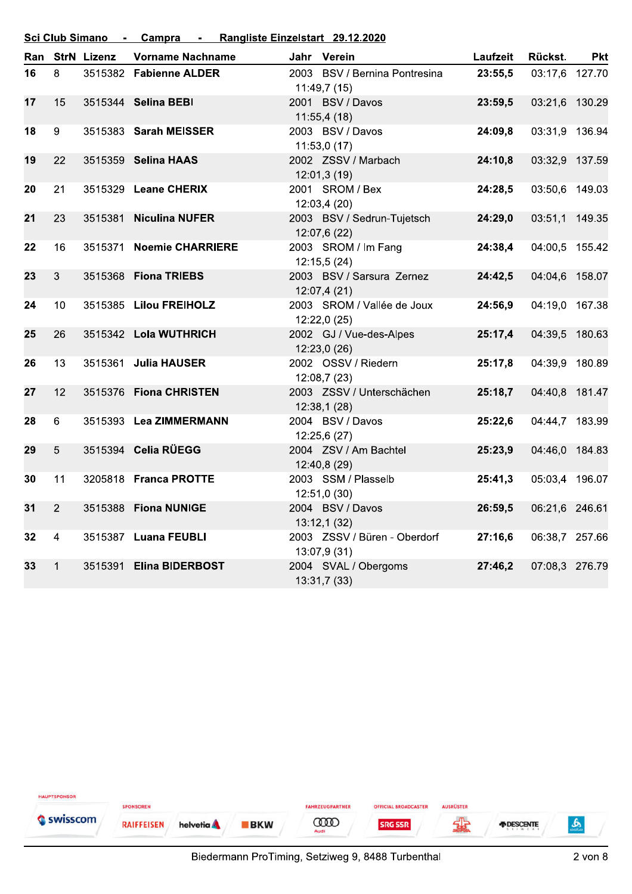**Sci Club Simano - Campra - Rangliste Einzelstart 29.12.2020**

| Ran | StrN | Lizenz | Vorname Nachname | Jahr | Verein | Laufzeit | Rückst. | Pkt |
|---|---|---|---|---|---|---|---|---|
| **16** | 8 | 3515382 | **Fabienne ALDER** | 2003 | BSV / Bernina Pontresina<br>11:49,7 (15) | **23:55,5** | 03:17,6 | 127.70 |
| **17** | 15 | 3515344 | **Selina BEBI** | 2001 | BSV / Davos<br>11:55,4 (18) | **23:59,5** | 03:21,6 | 130.29 |
| **18** | 9 | 3515383 | **Sarah MEISSER** | 2003 | BSV / Davos<br>11:53,0 (17) | **24:09,8** | 03:31,9 | 136.94 |
| **19** | 22 | 3515359 | **Selina HAAS** | 2002 | ZSSV / Marbach<br>12:01,3 (19) | **24:10,8** | 03:32,9 | 137.59 |
| **20** | 21 | 3515329 | **Leane CHERIX** | 2001 | SROM / Bex<br>12:03,4 (20) | **24:28,5** | 03:50,6 | 149.03 |
| **21** | 23 | 3515381 | **Niculina NUFER** | 2003 | BSV / Sedrun-Tujetsch<br>12:07,6 (22) | **24:29,0** | 03:51,1 | 149.35 |
| **22** | 16 | 3515371 | **Noemie CHARRIERE** | 2003 | SROM / Im Fang<br>12:15,5 (24) | **24:38,4** | 04:00,5 | 155.42 |
| **23** | 3 | 3515368 | **Fiona TRIEBS** | 2003 | BSV / Sarsura Zernez<br>12:07,4 (21) | **24:42,5** | 04:04,6 | 158.07 |
| **24** | 10 | 3515385 | **Lilou FREIHOLZ** | 2003 | SROM / Vallée de Joux<br>12:22,0 (25) | **24:56,9** | 04:19,0 | 167.38 |
| **25** | 26 | 3515342 | **Lola WUTHRICH** | 2002 | GJ / Vue-des-Alpes<br>12:23,0 (26) | **25:17,4** | 04:39,5 | 180.63 |
| **26** | 13 | 3515361 | **Julia HAUSER** | 2002 | OSSV / Riedern<br>12:08,7 (23) | **25:17,8** | 04:39,9 | 180.89 |
| **27** | 12 | 3515376 | **Fiona CHRISTEN** | 2003 | ZSSV / Unterschächen<br>12:38,1 (28) | **25:18,7** | 04:40,8 | 181.47 |
| **28** | 6 | 3515393 | **Lea ZIMMERMANN** | 2004 | BSV / Davos<br>12:25,6 (27) | **25:22,6** | 04:44,7 | 183.99 |
| **29** | 5 | 3515394 | **Celia RÜEGG** | 2004 | ZSV / Am Bachtel<br>12:40,8 (29) | **25:23,9** | 04:46,0 | 184.83 |
| **30** | 11 | 3205818 | **Franca PROTTE** | 2003 | SSM / Plasselb<br>12:51,0 (30) | **25:41,3** | 05:03,4 | 196.07 |
| **31** | 2 | 3515388 | **Fiona NUNIGE** | 2004 | BSV / Davos<br>13:12,1 (32) | **26:59,5** | 06:21,6 | 246.61 |
| **32** | 4 | 3515387 | **Luana FEUBLI** | 2003 | ZSSV / Büren - Oberdorf<br>13:07,9 (31) | **27:16,6** | 06:38,7 | 257.66 |
| **33** | 1 | 3515391 | **Elina BIDERBOST** | 2004 | SVAL / Obergoms<br>13:31,7 (33) | **27:46,2** | 07:08,3 | 276.79 |

HAUPTSPONSOR swisscom · SPONSOREN RAIFFEISEN helvetia BKW · FAHRZEUGPARTNER Audi · OFFICIAL BROADCASTER SRG SSR · AUSRÜSTER DESCENTE

Biedermann ProTiming, Setziweg 9, 8488 Turbenthal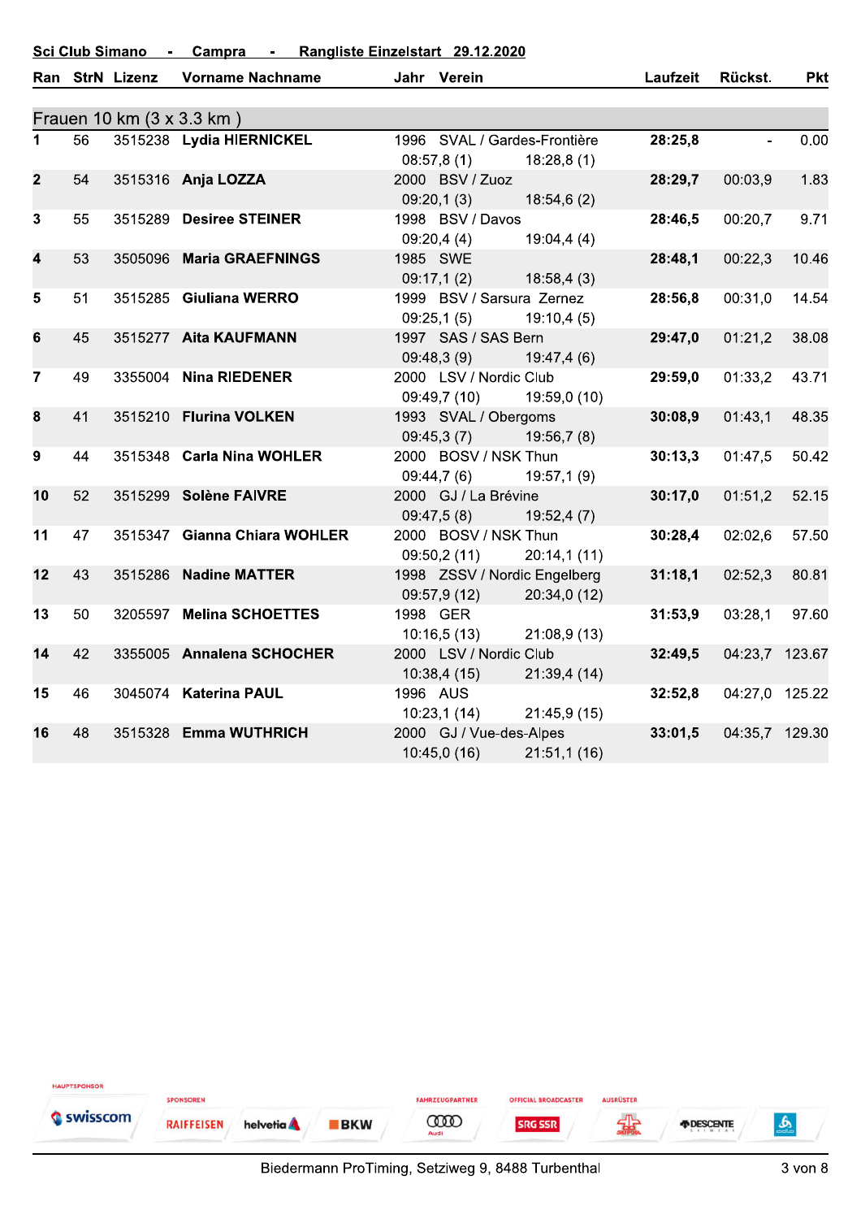**Sci Club Simano - Campra - Rangliste Einzelstart 29.12.2020**

## Frauen 10 km (3 x 3.3 km )

| Ran | StrN | Lizenz | Vorname Nachname | Jahr | Verein | Laufzeit | Rückst. | Pkt |
|---|---|---|---|---|---|---|---|---|
| 1 | 56 | 3515238 | **Lydia HIERNICKEL** | 1996 | SVAL / Gardes-Frontière<br>08:57,8 (1) 18:28,8 (1) | **28:25,8** | - | 0.00 |
| 2 | 54 | 3515316 | **Anja LOZZA** | 2000 | BSV / Zuoz<br>09:20,1 (3) 18:54,6 (2) | **28:29,7** | 00:03,9 | 1.83 |
| 3 | 55 | 3515289 | **Desiree STEINER** | 1998 | BSV / Davos<br>09:20,4 (4) 19:04,4 (4) | **28:46,5** | 00:20,7 | 9.71 |
| 4 | 53 | 3505096 | **Maria GRAEFNINGS** | 1985 | SWE<br>09:17,1 (2) 18:58,4 (3) | **28:48,1** | 00:22,3 | 10.46 |
| 5 | 51 | 3515285 | **Giuliana WERRO** | 1999 | BSV / Sarsura Zernez<br>09:25,1 (5) 19:10,4 (5) | **28:56,8** | 00:31,0 | 14.54 |
| 6 | 45 | 3515277 | **Aita KAUFMANN** | 1997 | SAS / SAS Bern<br>09:48,3 (9) 19:47,4 (6) | **29:47,0** | 01:21,2 | 38.08 |
| 7 | 49 | 3355004 | **Nina RIEDENER** | 2000 | LSV / Nordic Club<br>09:49,7 (10) 19:59,0 (10) | **29:59,0** | 01:33,2 | 43.71 |
| 8 | 41 | 3515210 | **Flurina VOLKEN** | 1993 | SVAL / Obergoms<br>09:45,3 (7) 19:56,7 (8) | **30:08,9** | 01:43,1 | 48.35 |
| 9 | 44 | 3515348 | **Carla Nina WOHLER** | 2000 | BOSV / NSK Thun<br>09:44,7 (6) 19:57,1 (9) | **30:13,3** | 01:47,5 | 50.42 |
| 10 | 52 | 3515299 | **Solène FAIVRE** | 2000 | GJ / La Brévine<br>09:47,5 (8) 19:52,4 (7) | **30:17,0** | 01:51,2 | 52.15 |
| 11 | 47 | 3515347 | **Gianna Chiara WOHLER** | 2000 | BOSV / NSK Thun<br>09:50,2 (11) 20:14,1 (11) | **30:28,4** | 02:02,6 | 57.50 |
| 12 | 43 | 3515286 | **Nadine MATTER** | 1998 | ZSSV / Nordic Engelberg<br>09:57,9 (12) 20:34,0 (12) | **31:18,1** | 02:52,3 | 80.81 |
| 13 | 50 | 3205597 | **Melina SCHOETTES** | 1998 | GER<br>10:16,5 (13) 21:08,9 (13) | **31:53,9** | 03:28,1 | 97.60 |
| 14 | 42 | 3355005 | **Annalena SCHOCHER** | 2000 | LSV / Nordic Club<br>10:38,4 (15) 21:39,4 (14) | **32:49,5** | 04:23,7 | 123.67 |
| 15 | 46 | 3045074 | **Katerina PAUL** | 1996 | AUS<br>10:23,1 (14) 21:45,9 (15) | **32:52,8** | 04:27,0 | 125.22 |
| 16 | 48 | 3515328 | **Emma WUTHRICH** | 2000 | GJ / Vue-des-Alpes<br>10:45,0 (16) 21:51,1 (16) | **33:01,5** | 04:35,7 | 129.30 |

HAUPTSPONSOR swisscom · SPONSOREN RAIFFEISEN helvetia BKW · FAHRZEUGPARTNER Audi · OFFICIAL BROADCASTER SRG SSR · AUSRÜSTER DESCENTE

Biedermann ProTiming, Setziweg 9, 8488 Turbenthal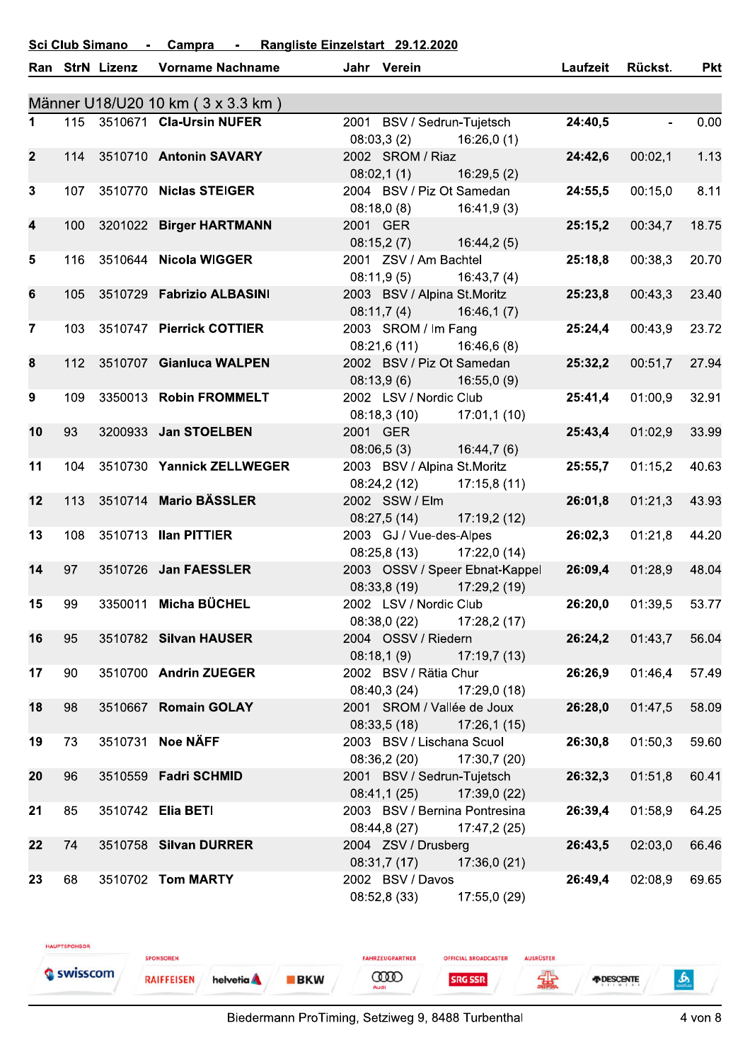Sci Club Simano - Campra - Rangliste Einzelstart 29.12.2020

## Männer U18/U20 10 km ( 3 x 3.3 km )

| Ran | StrN | Lizenz | Vorname Nachname | Jahr | Verein | Laufzeit | Rückst. | Pkt |
|---|---|---|---|---|---|---|---|---|
| 1 | 115 | 3510671 | **Cla-Ursin NUFER** | 2001 | BSV / Sedrun-Tujetsch | **24:40,5** | - | 0.00 |
| | | | | 08:03,3 (2) | 16:26,0 (1) | | | |
| 2 | 114 | 3510710 | **Antonin SAVARY** | 2002 | SROM / Riaz | **24:42,6** | 00:02,1 | 1.13 |
| | | | | 08:02,1 (1) | 16:29,5 (2) | | | |
| 3 | 107 | 3510770 | **Niclas STEIGER** | 2004 | BSV / Piz Ot Samedan | **24:55,5** | 00:15,0 | 8.11 |
| | | | | 08:18,0 (8) | 16:41,9 (3) | | | |
| 4 | 100 | 3201022 | **Birger HARTMANN** | 2001 | GER | **25:15,2** | 00:34,7 | 18.75 |
| | | | | 08:15,2 (7) | 16:44,2 (5) | | | |
| 5 | 116 | 3510644 | **Nicola WIGGER** | 2001 | ZSV / Am Bachtel | **25:18,8** | 00:38,3 | 20.70 |
| | | | | 08:11,9 (5) | 16:43,7 (4) | | | |
| 6 | 105 | 3510729 | **Fabrizio ALBASINI** | 2003 | BSV / Alpina St.Moritz | **25:23,8** | 00:43,3 | 23.40 |
| | | | | 08:11,7 (4) | 16:46,1 (7) | | | |
| 7 | 103 | 3510747 | **Pierrick COTTIER** | 2003 | SROM / Im Fang | **25:24,4** | 00:43,9 | 23.72 |
| | | | | 08:21,6 (11) | 16:46,6 (8) | | | |
| 8 | 112 | 3510707 | **Gianluca WALPEN** | 2002 | BSV / Piz Ot Samedan | **25:32,2** | 00:51,7 | 27.94 |
| | | | | 08:13,9 (6) | 16:55,0 (9) | | | |
| 9 | 109 | 3350013 | **Robin FROMMELT** | 2002 | LSV / Nordic Club | **25:41,4** | 01:00,9 | 32.91 |
| | | | | 08:18,3 (10) | 17:01,1 (10) | | | |
| 10 | 93 | 3200933 | **Jan STOELBEN** | 2001 | GER | **25:43,4** | 01:02,9 | 33.99 |
| | | | | 08:06,5 (3) | 16:44,7 (6) | | | |
| 11 | 104 | 3510730 | **Yannick ZELLWEGER** | 2003 | BSV / Alpina St.Moritz | **25:55,7** | 01:15,2 | 40.63 |
| | | | | 08:24,2 (12) | 17:15,8 (11) | | | |
| 12 | 113 | 3510714 | **Mario BÄSSLER** | 2002 | SSW / Elm | **26:01,8** | 01:21,3 | 43.93 |
| | | | | 08:27,5 (14) | 17:19,2 (12) | | | |
| 13 | 108 | 3510713 | **Ilan PITTIER** | 2003 | GJ / Vue-des-Alpes | **26:02,3** | 01:21,8 | 44.20 |
| | | | | 08:25,8 (13) | 17:22,0 (14) | | | |
| 14 | 97 | 3510726 | **Jan FAESSLER** | 2003 | OSSV / Speer Ebnat-Kappel | **26:09,4** | 01:28,9 | 48.04 |
| | | | | 08:33,8 (19) | 17:29,2 (19) | | | |
| 15 | 99 | 3350011 | **Micha BÜCHEL** | 2002 | LSV / Nordic Club | **26:20,0** | 01:39,5 | 53.77 |
| | | | | 08:38,0 (22) | 17:28,2 (17) | | | |
| 16 | 95 | 3510782 | **Silvan HAUSER** | 2004 | OSSV / Riedern | **26:24,2** | 01:43,7 | 56.04 |
| | | | | 08:18,1 (9) | 17:19,7 (13) | | | |
| 17 | 90 | 3510700 | **Andrin ZUEGER** | 2002 | BSV / Rätia Chur | **26:26,9** | 01:46,4 | 57.49 |
| | | | | 08:40,3 (24) | 17:29,0 (18) | | | |
| 18 | 98 | 3510667 | **Romain GOLAY** | 2001 | SROM / Vallée de Joux | **26:28,0** | 01:47,5 | 58.09 |
| | | | | 08:33,5 (18) | 17:26,1 (15) | | | |
| 19 | 73 | 3510731 | **Noe NÄFF** | 2003 | BSV / Lischana Scuol | **26:30,8** | 01:50,3 | 59.60 |
| | | | | 08:36,2 (20) | 17:30,7 (20) | | | |
| 20 | 96 | 3510559 | **Fadri SCHMID** | 2001 | BSV / Sedrun-Tujetsch | **26:32,3** | 01:51,8 | 60.41 |
| | | | | 08:41,1 (25) | 17:39,0 (22) | | | |
| 21 | 85 | 3510742 | **Elia BETI** | 2003 | BSV / Bernina Pontresina | **26:39,4** | 01:58,9 | 64.25 |
| | | | | 08:44,8 (27) | 17:47,2 (25) | | | |
| 22 | 74 | 3510758 | **Silvan DURRER** | 2004 | ZSV / Drusberg | **26:43,5** | 02:03,0 | 66.46 |
| | | | | 08:31,7 (17) | 17:36,0 (21) | | | |
| 23 | 68 | 3510702 | **Tom MARTY** | 2002 | BSV / Davos | **26:49,4** | 02:08,9 | 69.65 |
| | | | | 08:52,8 (33) | 17:55,0 (29) | | | |

HAUPTSPONSOR: swisscom — SPONSOREN: RAIFFEISEN, helvetia, BKW — FAHRZEUGPARTNER: Audi — OFFICIAL BROADCASTER: SRG SSR — AUSRÜSTER: Swiss-Ski, DESCENTE, odlo

Biedermann ProTiming, Setziweg 9, 8488 Turbenthal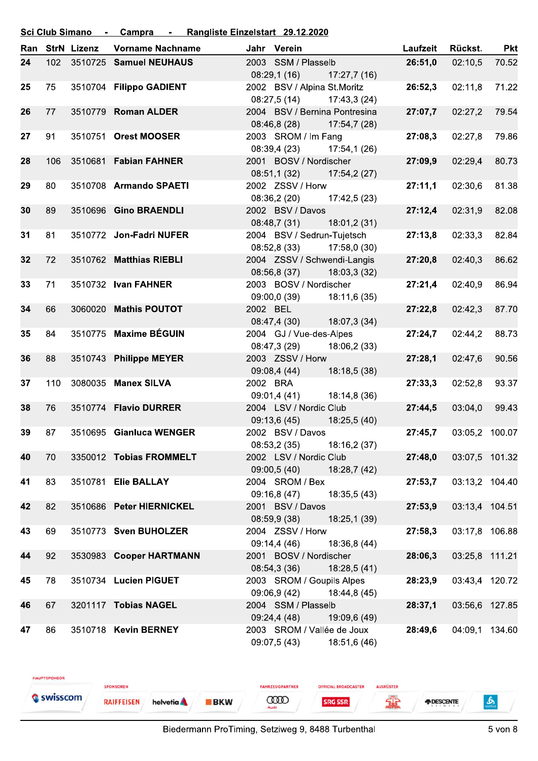**Sci Club Simano - Campra - Rangliste Einzelstart 29.12.2020**

| Ran | StrN | Lizenz | Vorname Nachname | Jahr | Verein | | Laufzeit | Rückst. | Pkt |
|---|---|---|---|---|---|---|---|---|---|
| **24** | 102 | 3510725 | **Samuel NEUHAUS** | 2003 | SSM / Plasselb | | **26:51,0** | 02:10,5 | 70.52 |
| | | | | | 08:29,1 (16) | 17:27,7 (16) | | | |
| **25** | 75 | 3510704 | **Filippo GADIENT** | 2002 | BSV / Alpina St.Moritz | | **26:52,3** | 02:11,8 | 71.22 |
| | | | | | 08:27,5 (14) | 17:43,3 (24) | | | |
| **26** | 77 | 3510779 | **Roman ALDER** | 2004 | BSV / Bernina Pontresina | | **27:07,7** | 02:27,2 | 79.54 |
| | | | | | 08:46,8 (28) | 17:54,7 (28) | | | |
| **27** | 91 | 3510751 | **Orest MOOSER** | 2003 | SROM / Im Fang | | **27:08,3** | 02:27,8 | 79.86 |
| | | | | | 08:39,4 (23) | 17:54,1 (26) | | | |
| **28** | 106 | 3510681 | **Fabian FAHNER** | 2001 | BOSV / Nordischer | | **27:09,9** | 02:29,4 | 80.73 |
| | | | | | 08:51,1 (32) | 17:54,2 (27) | | | |
| **29** | 80 | 3510708 | **Armando SPAETI** | 2002 | ZSSV / Horw | | **27:11,1** | 02:30,6 | 81.38 |
| | | | | | 08:36,2 (20) | 17:42,5 (23) | | | |
| **30** | 89 | 3510696 | **Gino BRAENDLI** | 2002 | BSV / Davos | | **27:12,4** | 02:31,9 | 82.08 |
| | | | | | 08:48,7 (31) | 18:01,2 (31) | | | |
| **31** | 81 | 3510772 | **Jon-Fadri NUFER** | 2004 | BSV / Sedrun-Tujetsch | | **27:13,8** | 02:33,3 | 82.84 |
| | | | | | 08:52,8 (33) | 17:58,0 (30) | | | |
| **32** | 72 | 3510762 | **Matthias RIEBLI** | 2004 | ZSSV / Schwendi-Langis | | **27:20,8** | 02:40,3 | 86.62 |
| | | | | | 08:56,8 (37) | 18:03,3 (32) | | | |
| **33** | 71 | 3510732 | **Ivan FAHNER** | 2003 | BOSV / Nordischer | | **27:21,4** | 02:40,9 | 86.94 |
| | | | | | 09:00,0 (39) | 18:11,6 (35) | | | |
| **34** | 66 | 3060020 | **Mathis POUTOT** | 2002 | BEL | | **27:22,8** | 02:42,3 | 87.70 |
| | | | | | 08:47,4 (30) | 18:07,3 (34) | | | |
| **35** | 84 | 3510775 | **Maxime BÉGUIN** | 2004 | GJ / Vue-des-Alpes | | **27:24,7** | 02:44,2 | 88.73 |
| | | | | | 08:47,3 (29) | 18:06,2 (33) | | | |
| **36** | 88 | 3510743 | **Philippe MEYER** | 2003 | ZSSV / Horw | | **27:28,1** | 02:47,6 | 90.56 |
| | | | | | 09:08,4 (44) | 18:18,5 (38) | | | |
| **37** | 110 | 3080035 | **Manex SILVA** | 2002 | BRA | | **27:33,3** | 02:52,8 | 93.37 |
| | | | | | 09:01,4 (41) | 18:14,8 (36) | | | |
| **38** | 76 | 3510774 | **Flavio DURRER** | 2004 | LSV / Nordic Club | | **27:44,5** | 03:04,0 | 99.43 |
| | | | | | 09:13,6 (45) | 18:25,5 (40) | | | |
| **39** | 87 | 3510695 | **Gianluca WENGER** | 2002 | BSV / Davos | | **27:45,7** | 03:05,2 | 100.07 |
| | | | | | 08:53,2 (35) | 18:16,2 (37) | | | |
| **40** | 70 | 3350012 | **Tobias FROMMELT** | 2002 | LSV / Nordic Club | | **27:48,0** | 03:07,5 | 101.32 |
| | | | | | 09:00,5 (40) | 18:28,7 (42) | | | |
| **41** | 83 | 3510781 | **Elie BALLAY** | 2004 | SROM / Bex | | **27:53,7** | 03:13,2 | 104.40 |
| | | | | | 09:16,8 (47) | 18:35,5 (43) | | | |
| **42** | 82 | 3510686 | **Peter HIERNICKEL** | 2001 | BSV / Davos | | **27:53,9** | 03:13,4 | 104.51 |
| | | | | | 08:59,9 (38) | 18:25,1 (39) | | | |
| **43** | 69 | 3510773 | **Sven BUHOLZER** | 2004 | ZSSV / Horw | | **27:58,3** | 03:17,8 | 106.88 |
| | | | | | 09:14,4 (46) | 18:36,8 (44) | | | |
| **44** | 92 | 3530983 | **Cooper HARTMANN** | 2001 | BOSV / Nordischer | | **28:06,3** | 03:25,8 | 111.21 |
| | | | | | 08:54,3 (36) | 18:28,5 (41) | | | |
| **45** | 78 | 3510734 | **Lucien PIGUET** | 2003 | SROM / Goupils Alpes | | **28:23,9** | 03:43,4 | 120.72 |
| | | | | | 09:06,9 (42) | 18:44,8 (45) | | | |
| **46** | 67 | 3201117 | **Tobias NAGEL** | 2004 | SSM / Plasselb | | **28:37,1** | 03:56,6 | 127.85 |
| | | | | | 09:24,4 (48) | 19:09,6 (49) | | | |
| **47** | 86 | 3510718 | **Kevin BERNEY** | 2003 | SROM / Vallée de Joux | | **28:49,6** | 04:09,1 | 134.60 |
| | | | | | 09:07,5 (43) | 18:51,6 (46) | | | |

HAUPTSPONSOR: swisscom | SPONSOREN: RAIFFEISEN, helvetia, BKW | FAHRZEUGPARTNER: Audi | OFFICIAL BROADCASTER: SRG SSR | AUSRÜSTER: DESCENTE

Biedermann ProTiming, Setziweg 9, 8488 Turbenthal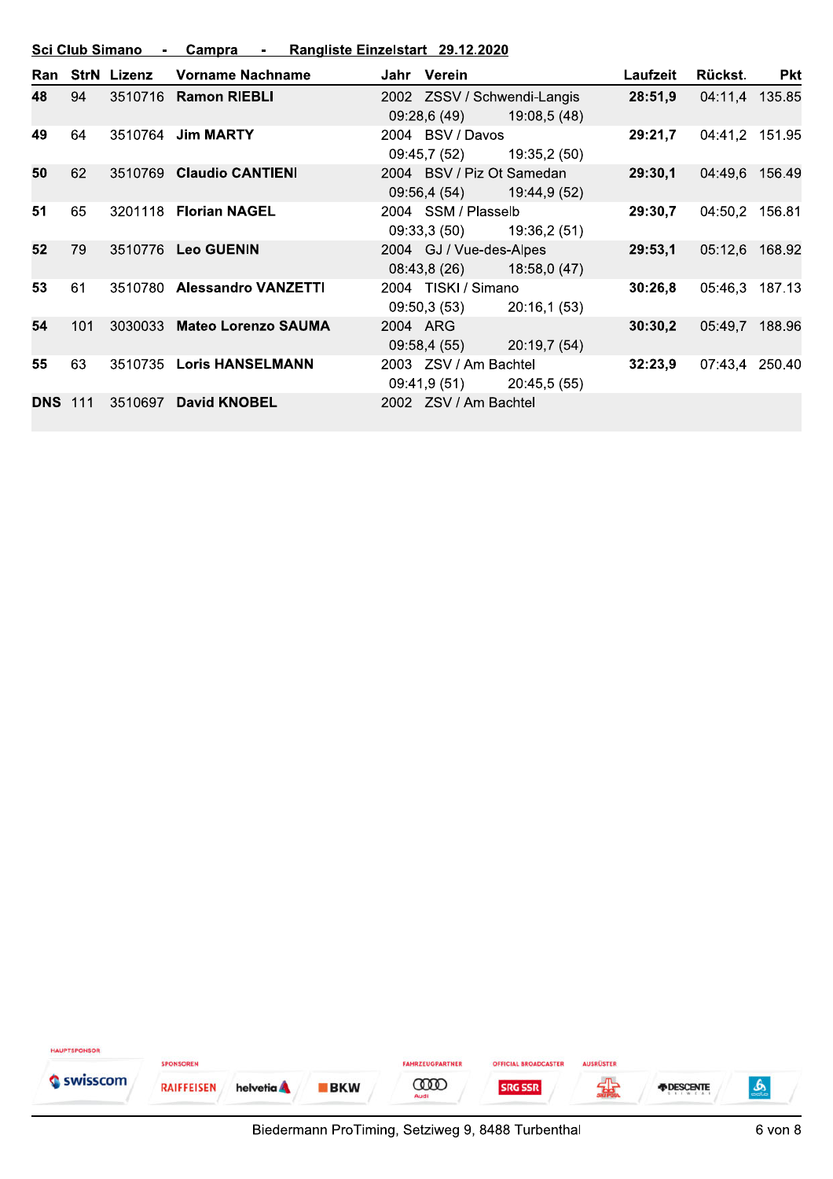**Sci Club Simano - Campra - Rangliste Einzelstart 29.12.2020**

| Ran | StrN | Lizenz | Vorname Nachname | Jahr | Verein | Laufzeit | Rückst. | Pkt |
|---|---|---|---|---|---|---|---|---|
| **48** | 94 | 3510716 | **Ramon RIEBLI** | 2002 | ZSSV / Schwendi-Langis | **28:51,9** | 04:11,4 | 135.85 |
| | | | | | 09:28,6 (49) 19:08,5 (48) | | | |
| **49** | 64 | 3510764 | **Jim MARTY** | 2004 | BSV / Davos | **29:21,7** | 04:41,2 | 151.95 |
| | | | | | 09:45,7 (52) 19:35,2 (50) | | | |
| **50** | 62 | 3510769 | **Claudio CANTIENI** | 2004 | BSV / Piz Ot Samedan | **29:30,1** | 04:49,6 | 156.49 |
| | | | | | 09:56,4 (54) 19:44,9 (52) | | | |
| **51** | 65 | 3201118 | **Florian NAGEL** | 2004 | SSM / Plasselb | **29:30,7** | 04:50,2 | 156.81 |
| | | | | | 09:33,3 (50) 19:36,2 (51) | | | |
| **52** | 79 | 3510776 | **Leo GUENIN** | 2004 | GJ / Vue-des-Alpes | **29:53,1** | 05:12,6 | 168.92 |
| | | | | | 08:43,8 (26) 18:58,0 (47) | | | |
| **53** | 61 | 3510780 | **Alessandro VANZETTI** | 2004 | TISKI / Simano | **30:26,8** | 05:46,3 | 187.13 |
| | | | | | 09:50,3 (53) 20:16,1 (53) | | | |
| **54** | 101 | 3030033 | **Mateo Lorenzo SAUMA** | 2004 | ARG | **30:30,2** | 05:49,7 | 188.96 |
| | | | | | 09:58,4 (55) 20:19,7 (54) | | | |
| **55** | 63 | 3510735 | **Loris HANSELMANN** | 2003 | ZSV / Am Bachtel | **32:23,9** | 07:43,4 | 250.40 |
| | | | | | 09:41,9 (51) 20:45,5 (55) | | | |
| **DNS** | 111 | 3510697 | **David KNOBEL** | 2002 | ZSV / Am Bachtel | | | |

HAUPTSPONSOR swisscom — SPONSOREN RAIFFEISEN helvetia BKW — FAHRZEUGPARTNER Audi — OFFICIAL BROADCASTER SRG SSR — AUSRÜSTER DESCENTE

Biedermann ProTiming, Setziweg 9, 8488 Turbenthal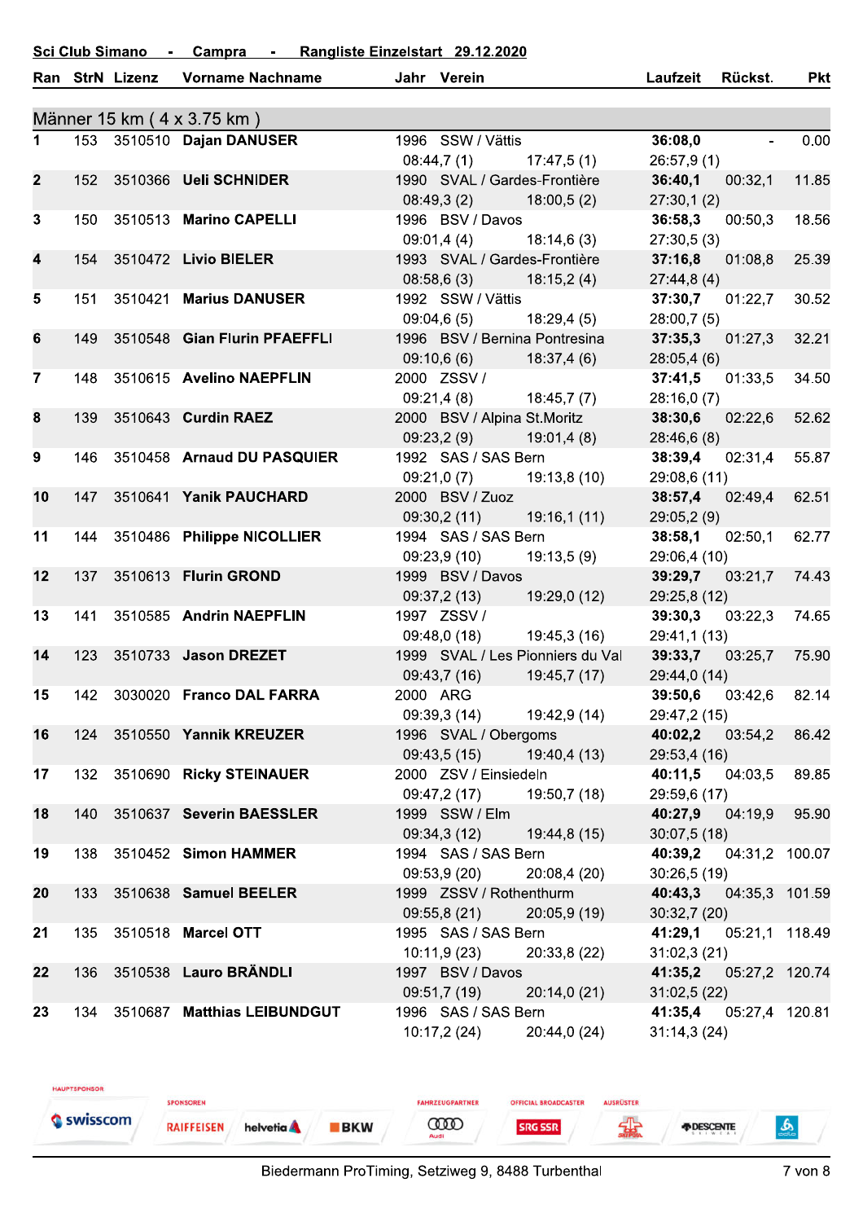**Sci Club Simano - Campra - Rangliste Einzelstart 29.12.2020**

## Männer 15 km ( 4 x 3.75 km )

| Ran | StrN | Lizenz | Vorname Nachname | Jahr | Verein | | Laufzeit | Rückst. | Pkt |
|---|---|---|---|---|---|---|---|---|---|
| 1 | 153 | 3510510 | **Dajan DANUSER** | 1996 | SSW / Vättis | | **36:08,0** | - | 0.00 |
| | | | | | 08:44,7 (1) | 17:47,5 (1) | 26:57,9 (1) | | |
| 2 | 152 | 3510366 | **Ueli SCHNIDER** | 1990 | SVAL / Gardes-Frontière | | **36:40,1** | 00:32,1 | 11.85 |
| | | | | | 08:49,3 (2) | 18:00,5 (2) | 27:30,1 (2) | | |
| 3 | 150 | 3510513 | **Marino CAPELLI** | 1996 | BSV / Davos | | **36:58,3** | 00:50,3 | 18.56 |
| | | | | | 09:01,4 (4) | 18:14,6 (3) | 27:30,5 (3) | | |
| 4 | 154 | 3510472 | **Livio BIELER** | 1993 | SVAL / Gardes-Frontière | | **37:16,8** | 01:08,8 | 25.39 |
| | | | | | 08:58,6 (3) | 18:15,2 (4) | 27:44,8 (4) | | |
| 5 | 151 | 3510421 | **Marius DANUSER** | 1992 | SSW / Vättis | | **37:30,7** | 01:22,7 | 30.52 |
| | | | | | 09:04,6 (5) | 18:29,4 (5) | 28:00,7 (5) | | |
| 6 | 149 | 3510548 | **Gian Flurin PFAEFFLI** | 1996 | BSV / Bernina Pontresina | | **37:35,3** | 01:27,3 | 32.21 |
| | | | | | 09:10,6 (6) | 18:37,4 (6) | 28:05,4 (6) | | |
| 7 | 148 | 3510615 | **Avelino NAEPFLIN** | 2000 | ZSSV / | | **37:41,5** | 01:33,5 | 34.50 |
| | | | | | 09:21,4 (8) | 18:45,7 (7) | 28:16,0 (7) | | |
| 8 | 139 | 3510643 | **Curdin RAEZ** | 2000 | BSV / Alpina St.Moritz | | **38:30,6** | 02:22,6 | 52.62 |
| | | | | | 09:23,2 (9) | 19:01,4 (8) | 28:46,6 (8) | | |
| 9 | 146 | 3510458 | **Arnaud DU PASQUIER** | 1992 | SAS / SAS Bern | | **38:39,4** | 02:31,4 | 55.87 |
| | | | | | 09:21,0 (7) | 19:13,8 (10) | 29:08,6 (11) | | |
| 10 | 147 | 3510641 | **Yanik PAUCHARD** | 2000 | BSV / Zuoz | | **38:57,4** | 02:49,4 | 62.51 |
| | | | | | 09:30,2 (11) | 19:16,1 (11) | 29:05,2 (9) | | |
| 11 | 144 | 3510486 | **Philippe NICOLLIER** | 1994 | SAS / SAS Bern | | **38:58,1** | 02:50,1 | 62.77 |
| | | | | | 09:23,9 (10) | 19:13,5 (9) | 29:06,4 (10) | | |
| 12 | 137 | 3510613 | **Flurin GROND** | 1999 | BSV / Davos | | **39:29,7** | 03:21,7 | 74.43 |
| | | | | | 09:37,2 (13) | 19:29,0 (12) | 29:25,8 (12) | | |
| 13 | 141 | 3510585 | **Andrin NAEPFLIN** | 1997 | ZSSV / | | **39:30,3** | 03:22,3 | 74.65 |
| | | | | | 09:48,0 (18) | 19:45,3 (16) | 29:41,1 (13) | | |
| 14 | 123 | 3510733 | **Jason DREZET** | 1999 | SVAL / Les Pionniers du Val | | **39:33,7** | 03:25,7 | 75.90 |
| | | | | | 09:43,7 (16) | 19:45,7 (17) | 29:44,0 (14) | | |
| 15 | 142 | 3030020 | **Franco DAL FARRA** | 2000 | ARG | | **39:50,6** | 03:42,6 | 82.14 |
| | | | | | 09:39,3 (14) | 19:42,9 (14) | 29:47,2 (15) | | |
| 16 | 124 | 3510550 | **Yannik KREUZER** | 1996 | SVAL / Obergoms | | **40:02,2** | 03:54,2 | 86.42 |
| | | | | | 09:43,5 (15) | 19:40,4 (13) | 29:53,4 (16) | | |
| 17 | 132 | 3510690 | **Ricky STEINAUER** | 2000 | ZSV / Einsiedeln | | **40:11,5** | 04:03,5 | 89.85 |
| | | | | | 09:47,2 (17) | 19:50,7 (18) | 29:59,6 (17) | | |
| 18 | 140 | 3510637 | **Severin BAESSLER** | 1999 | SSW / Elm | | **40:27,9** | 04:19,9 | 95.90 |
| | | | | | 09:34,3 (12) | 19:44,8 (15) | 30:07,5 (18) | | |
| 19 | 138 | 3510452 | **Simon HAMMER** | 1994 | SAS / SAS Bern | | **40:39,2** | 04:31,2 | 100.07 |
| | | | | | 09:53,9 (20) | 20:08,4 (20) | 30:26,5 (19) | | |
| 20 | 133 | 3510638 | **Samuel BEELER** | 1999 | ZSSV / Rothenthurm | | **40:43,3** | 04:35,3 | 101.59 |
| | | | | | 09:55,8 (21) | 20:05,9 (19) | 30:32,7 (20) | | |
| 21 | 135 | 3510518 | **Marcel OTT** | 1995 | SAS / SAS Bern | | **41:29,1** | 05:21,1 | 118.49 |
| | | | | | 10:11,9 (23) | 20:33,8 (22) | 31:02,3 (21) | | |
| 22 | 136 | 3510538 | **Lauro BRÄNDLI** | 1997 | BSV / Davos | | **41:35,2** | 05:27,2 | 120.74 |
| | | | | | 09:51,7 (19) | 20:14,0 (21) | 31:02,5 (22) | | |
| 23 | 134 | 3510687 | **Matthias LEIBUNDGUT** | 1996 | SAS / SAS Bern | | **41:35,4** | 05:27,4 | 120.81 |
| | | | | | 10:17,2 (24) | 20:44,0 (24) | 31:14,3 (24) | | |

HAUPTSPONSOR swisscom · SPONSOREN RAIFFEISEN helvetia BKW · FAHRZEUGPARTNER Audi · OFFICIAL BROADCASTER SRG SSR · AUSRÜSTER DESCENTE

Biedermann ProTiming, Setziweg 9, 8488 Turbenthal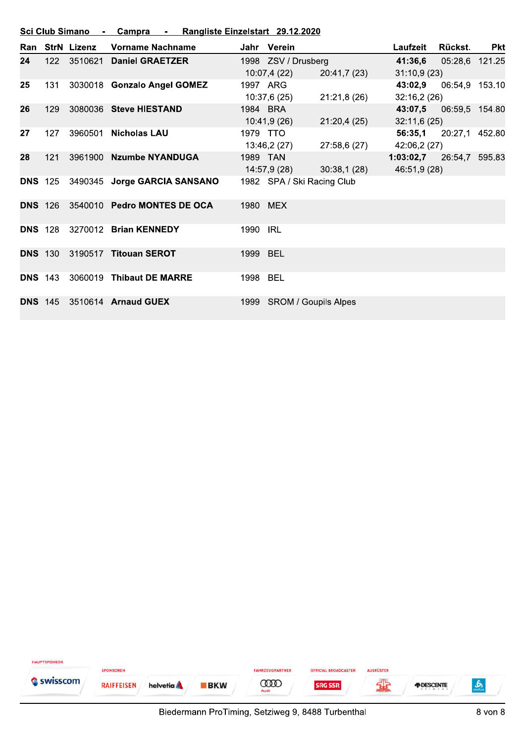**Sci Club Simano - Campra - Rangliste Einzelstart 29.12.2020**

| Ran | StrN | Lizenz | Vorname Nachname | Jahr | Verein | | Laufzeit | Rückst. | Pkt |
|---|---|---|---|---|---|---|---|---|---|
| **24** | 122 | 3510621 | **Daniel GRAETZER** | 1998 | ZSV / Drusberg | | **41:36,6** | 05:28,6 | 121.25 |
| | | | | 10:07,4 (22) | | 20:41,7 (23) | 31:10,9 (23) | | |
| **25** | 131 | 3030018 | **Gonzalo Angel GOMEZ** | 1997 | ARG | | **43:02,9** | 06:54,9 | 153.10 |
| | | | | 10:37,6 (25) | | 21:21,8 (26) | 32:16,2 (26) | | |
| **26** | 129 | 3080036 | **Steve HIESTAND** | 1984 | BRA | | **43:07,5** | 06:59,5 | 154.80 |
| | | | | 10:41,9 (26) | | 21:20,4 (25) | 32:11,6 (25) | | |
| **27** | 127 | 3960501 | **Nicholas LAU** | 1979 | TTO | | **56:35,1** | 20:27,1 | 452.80 |
| | | | | 13:46,2 (27) | | 27:58,6 (27) | 42:06,2 (27) | | |
| **28** | 121 | 3961900 | **Nzumbe NYANDUGA** | 1989 | TAN | | **1:03:02,7** | 26:54,7 | 595.83 |
| | | | | 14:57,9 (28) | | 30:38,1 (28) | 46:51,9 (28) | | |
| **DNS** | 125 | 3490345 | **Jorge GARCIA SANSANO** | 1982 | SPA / Ski Racing Club | | | | |
| **DNS** | 126 | 3540010 | **Pedro MONTES DE OCA** | 1980 | MEX | | | | |
| **DNS** | 128 | 3270012 | **Brian KENNEDY** | 1990 | IRL | | | | |
| **DNS** | 130 | 3190517 | **Titouan SEROT** | 1999 | BEL | | | | |
| **DNS** | 143 | 3060019 | **Thibaut DE MARRE** | 1998 | BEL | | | | |
| **DNS** | 145 | 3510614 | **Arnaud GUEX** | 1999 | SROM / Goupils Alpes | | | | |

HAUPTSPONSOR swisscom | SPONSOREN RAIFFEISEN helvetia BKW | FAHRZEUGPARTNER Audi | OFFICIAL BROADCASTER SRG SSR | AUSRÜSTER DESCENTE odlo

Biedermann ProTiming, Setziweg 9, 8488 Turbenthal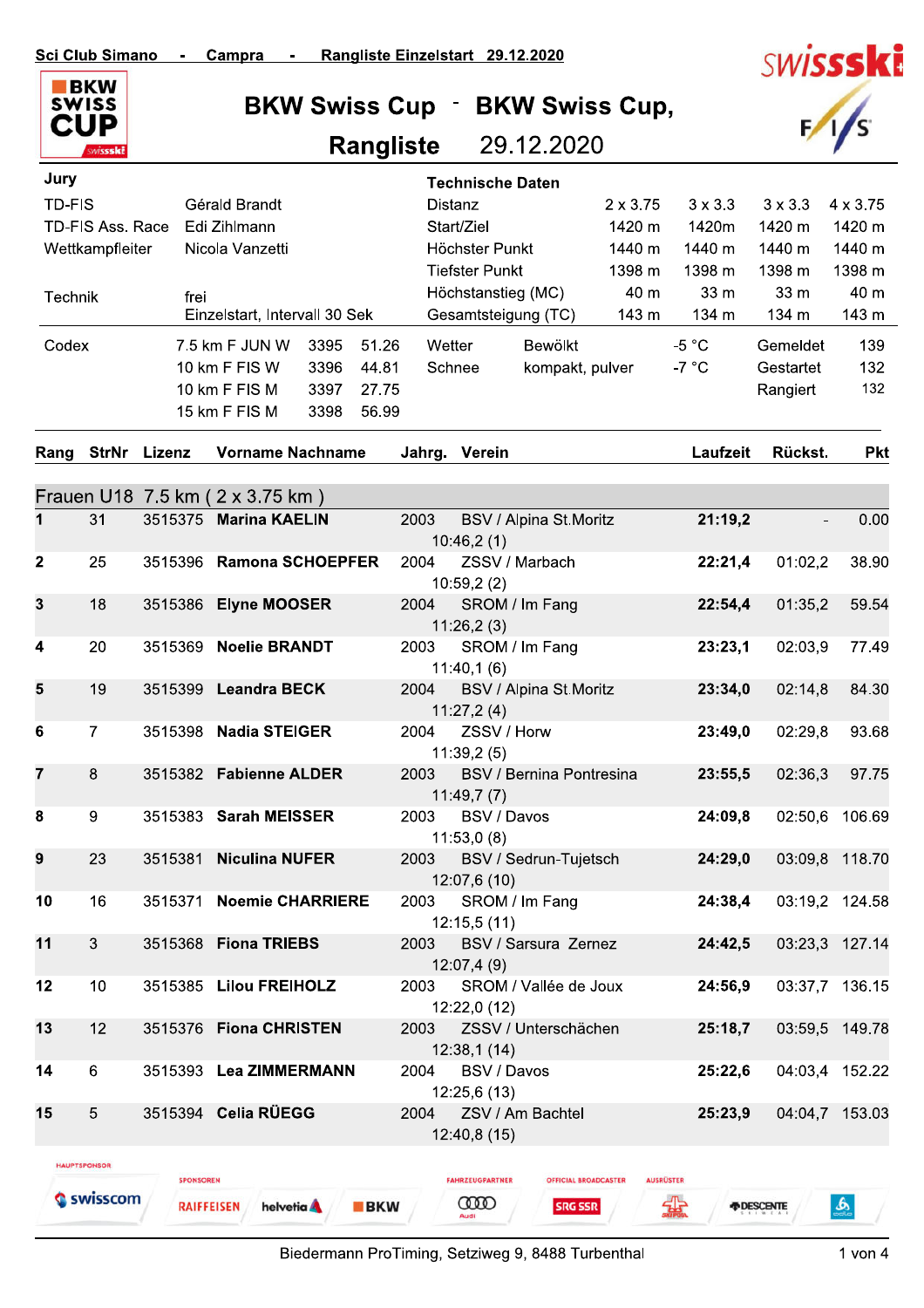Sci Club Simano - Campra - Rangliste Einzelstart 29.12.2020

# BKW Swiss Cup - BKW Swiss Cup, Rangliste 29.12.2020

| Jury | |
|---|---|
| TD-FIS | Gérald Brandt |
| TD-FIS Ass. Race | Edi Zihlmann |
| Wettkampfleiter | Nicola Vanzetti |
| Technik | frei |
| | Einzelstart, Intervall 30 Sek |

| Technische Daten | | | | |
|---|---|---|---|---|
| Distanz | 2 x 3.75 | 3 x 3.3 | 3 x 3.3 | 4 x 3.75 |
| Start/Ziel | 1420 m | 1420m | 1420 m | 1420 m |
| Höchster Punkt | 1440 m | 1440 m | 1440 m | 1440 m |
| Tiefster Punkt | 1398 m | 1398 m | 1398 m | 1398 m |
| Höchstanstieg (MC) | 40 m | 33 m | 33 m | 40 m |
| Gesamtsteigung (TC) | 143 m | 134 m | 134 m | 143 m |

| Codex | | | |
|---|---|---|---|
| | 7.5 km F JUN W | 3395 | 51.26 |
| | 10 km F FIS W | 3396 | 44.81 |
| | 10 km F FIS M | 3397 | 27.75 |
| | 15 km F FIS M | 3398 | 56.99 |

| | | | | |
|---|---|---|---|---|
| Wetter | Bewölkt | -5 °C | Gemeldet | 139 |
| Schnee | kompakt, pulver | -7 °C | Gestartet | 132 |
| | | | Rangiert | 132 |

## Frauen U18 7.5 km ( 2 x 3.75 km )

| Rang | StrNr | Lizenz | Vorname Nachname | Jahrg. | Verein | Laufzeit | Rückst. | Pkt |
|---|---|---|---|---|---|---|---|---|
| 1 | 31 | 3515375 | **Marina KAELIN** | 2003 | BSV / Alpina St.Moritz<br>10:46,2 (1) | **21:19,2** | - | 0.00 |
| 2 | 25 | 3515396 | **Ramona SCHOEPFER** | 2004 | ZSSV / Marbach<br>10:59,2 (2) | **22:21,4** | 01:02,2 | 38.90 |
| 3 | 18 | 3515386 | **Elyne MOOSER** | 2004 | SROM / Im Fang<br>11:26,2 (3) | **22:54,4** | 01:35,2 | 59.54 |
| 4 | 20 | 3515369 | **Noelie BRANDT** | 2003 | SROM / Im Fang<br>11:40,1 (6) | **23:23,1** | 02:03,9 | 77.49 |
| 5 | 19 | 3515399 | **Leandra BECK** | 2004 | BSV / Alpina St.Moritz<br>11:27,2 (4) | **23:34,0** | 02:14,8 | 84.30 |
| 6 | 7 | 3515398 | **Nadia STEIGER** | 2004 | ZSSV / Horw<br>11:39,2 (5) | **23:49,0** | 02:29,8 | 93.68 |
| 7 | 8 | 3515382 | **Fabienne ALDER** | 2003 | BSV / Bernina Pontresina<br>11:49,7 (7) | **23:55,5** | 02:36,3 | 97.75 |
| 8 | 9 | 3515383 | **Sarah MEISSER** | 2003 | BSV / Davos<br>11:53,0 (8) | **24:09,8** | 02:50,6 | 106.69 |
| 9 | 23 | 3515381 | **Niculina NUFER** | 2003 | BSV / Sedrun-Tujetsch<br>12:07,6 (10) | **24:29,0** | 03:09,8 | 118.70 |
| 10 | 16 | 3515371 | **Noemie CHARRIERE** | 2003 | SROM / Im Fang<br>12:15,5 (11) | **24:38,4** | 03:19,2 | 124.58 |
| 11 | 3 | 3515368 | **Fiona TRIEBS** | 2003 | BSV / Sarsura Zernez<br>12:07,4 (9) | **24:42,5** | 03:23,3 | 127.14 |
| 12 | 10 | 3515385 | **Lilou FREIHOLZ** | 2003 | SROM / Vallée de Joux<br>12:22,0 (12) | **24:56,9** | 03:37,7 | 136.15 |
| 13 | 12 | 3515376 | **Fiona CHRISTEN** | 2003 | ZSSV / Unterschächen<br>12:38,1 (14) | **25:18,7** | 03:59,5 | 149.78 |
| 14 | 6 | 3515393 | **Lea ZIMMERMANN** | 2004 | BSV / Davos<br>12:25,6 (13) | **25:22,6** | 04:03,4 | 152.22 |
| 15 | 5 | 3515394 | **Celia RÜEGG** | 2004 | ZSV / Am Bachtel<br>12:40,8 (15) | **25:23,9** | 04:04,7 | 153.03 |

Biedermann ProTiming, Setziweg 9, 8488 Turbenthal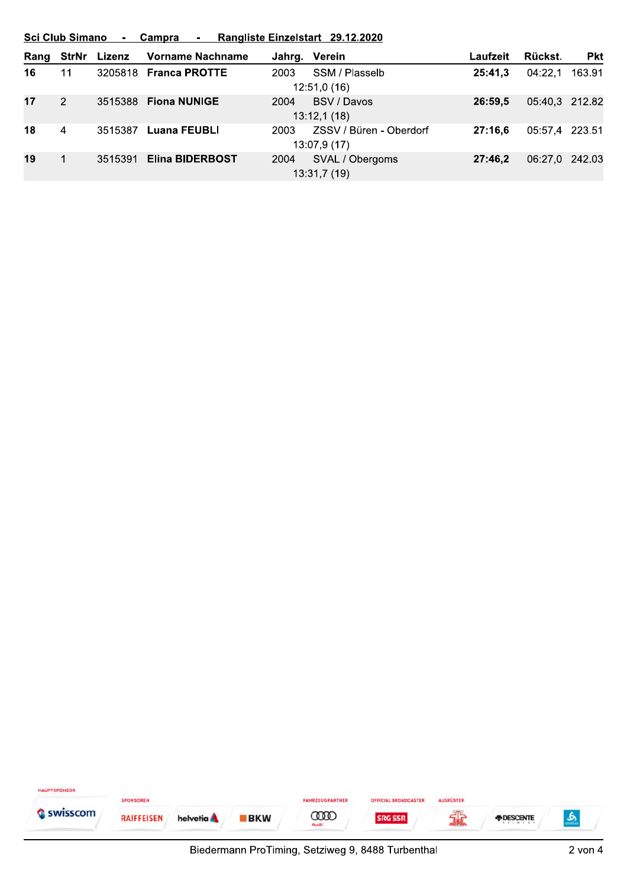**Sci Club Simano - Campra - Rangliste Einzelstart 29.12.2020**

| Rang | StrNr | Lizenz | Vorname Nachname | Jahrg. | Verein | Laufzeit | Rückst. | Pkt |
|---|---|---|---|---|---|---|---|---|
| **16** | 11 | 3205818 | **Franca PROTTE** | 2003 | SSM / Plasselb<br>12:51,0 (16) | **25:41,3** | 04:22,1 | 163.91 |
| **17** | 2 | 3515388 | **Fiona NUNIGE** | 2004 | BSV / Davos<br>13:12,1 (18) | **26:59,5** | 05:40,3 | 212.82 |
| **18** | 4 | 3515387 | **Luana FEUBLI** | 2003 | ZSSV / Büren - Oberdorf<br>13:07,9 (17) | **27:16,6** | 05:57,4 | 223.51 |
| **19** | 1 | 3515391 | **Elina BIDERBOST** | 2004 | SVAL / Obergoms<br>13:31,7 (19) | **27:46,2** | 06:27,0 | 242.03 |

HAUPTSPONSOR swisscom · SPONSOREN RAIFFEISEN helvetia BKW · FAHRZEUGPARTNER Audi · OFFICIAL BROADCASTER SRG SSR · AUSRÜSTER DESCENTE odlo

Biedermann ProTiming, Setziweg 9, 8488 Turbenthal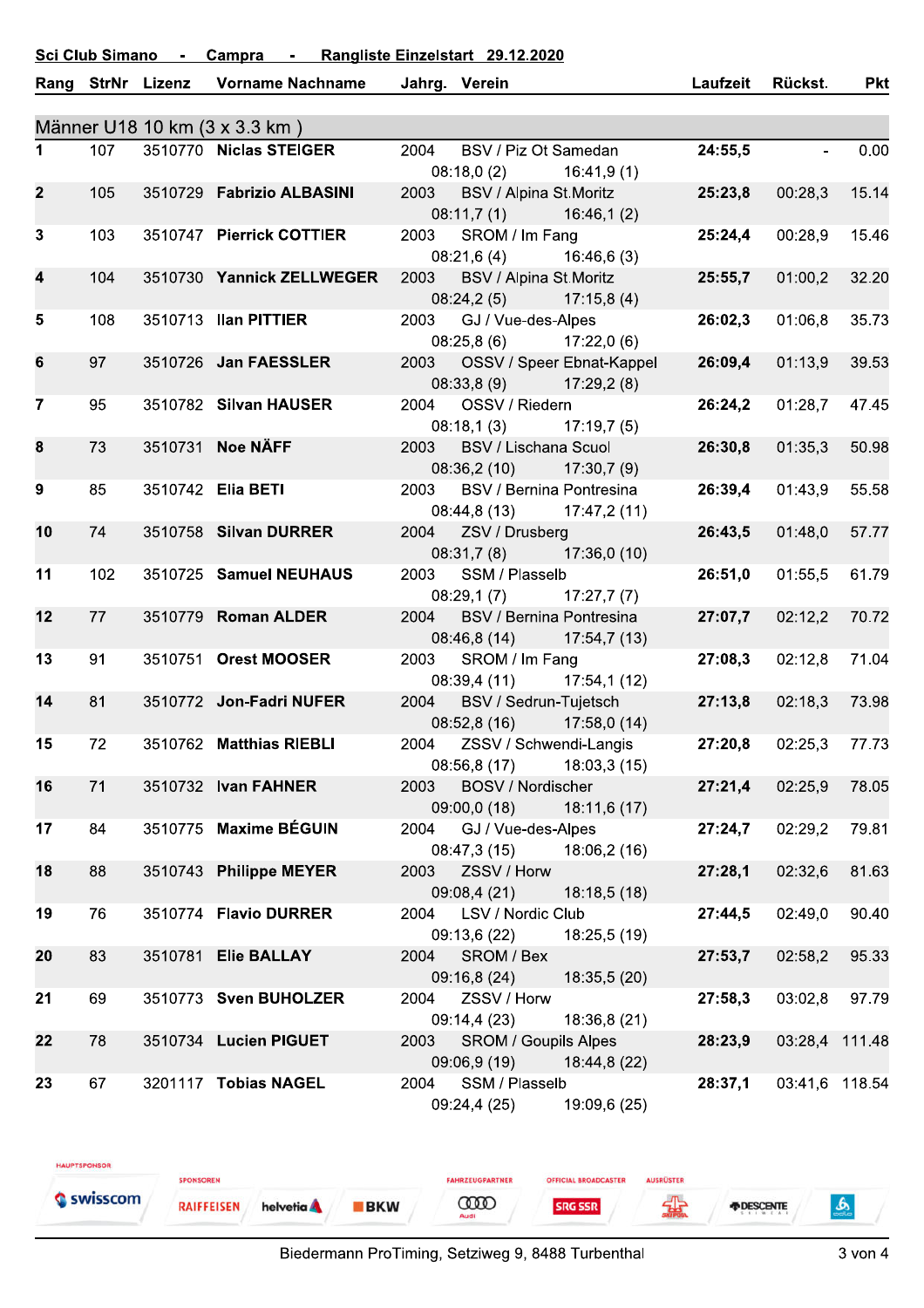**Sci Club Simano - Campra - Rangliste Einzelstart 29.12.2020**

## Männer U18 10 km (3 x 3.3 km )

| Rang | StrNr | Lizenz | Vorname Nachname | Jahrg. | Verein | Laufzeit | Rückst. | Pkt |
|---|---|---|---|---|---|---|---|---|
| 1 | 107 | 3510770 | **Niclas STEIGER** | 2004 | BSV / Piz Ot Samedan<br>08:18,0 (2) 16:41,9 (1) | **24:55,5** | - | 0.00 |
| 2 | 105 | 3510729 | **Fabrizio ALBASINI** | 2003 | BSV / Alpina St.Moritz<br>08:11,7 (1) 16:46,1 (2) | **25:23,8** | 00:28,3 | 15.14 |
| 3 | 103 | 3510747 | **Pierrick COTTIER** | 2003 | SROM / Im Fang<br>08:21,6 (4) 16:46,6 (3) | **25:24,4** | 00:28,9 | 15.46 |
| 4 | 104 | 3510730 | **Yannick ZELLWEGER** | 2003 | BSV / Alpina St.Moritz<br>08:24,2 (5) 17:15,8 (4) | **25:55,7** | 01:00,2 | 32.20 |
| 5 | 108 | 3510713 | **Ilan PITTIER** | 2003 | GJ / Vue-des-Alpes<br>08:25,8 (6) 17:22,0 (6) | **26:02,3** | 01:06,8 | 35.73 |
| 6 | 97 | 3510726 | **Jan FAESSLER** | 2003 | OSSV / Speer Ebnat-Kappel<br>08:33,8 (9) 17:29,2 (8) | **26:09,4** | 01:13,9 | 39.53 |
| 7 | 95 | 3510782 | **Silvan HAUSER** | 2004 | OSSV / Riedern<br>08:18,1 (3) 17:19,7 (5) | **26:24,2** | 01:28,7 | 47.45 |
| 8 | 73 | 3510731 | **Noe NÄFF** | 2003 | BSV / Lischana Scuol<br>08:36,2 (10) 17:30,7 (9) | **26:30,8** | 01:35,3 | 50.98 |
| 9 | 85 | 3510742 | **Elia BETI** | 2003 | BSV / Bernina Pontresina<br>08:44,8 (13) 17:47,2 (11) | **26:39,4** | 01:43,9 | 55.58 |
| 10 | 74 | 3510758 | **Silvan DURRER** | 2004 | ZSV / Drusberg<br>08:31,7 (8) 17:36,0 (10) | **26:43,5** | 01:48,0 | 57.77 |
| 11 | 102 | 3510725 | **Samuel NEUHAUS** | 2003 | SSM / Plasselb<br>08:29,1 (7) 17:27,7 (7) | **26:51,0** | 01:55,5 | 61.79 |
| 12 | 77 | 3510779 | **Roman ALDER** | 2004 | BSV / Bernina Pontresina<br>08:46,8 (14) 17:54,7 (13) | **27:07,7** | 02:12,2 | 70.72 |
| 13 | 91 | 3510751 | **Orest MOOSER** | 2003 | SROM / Im Fang<br>08:39,4 (11) 17:54,1 (12) | **27:08,3** | 02:12,8 | 71.04 |
| 14 | 81 | 3510772 | **Jon-Fadri NUFER** | 2004 | BSV / Sedrun-Tujetsch<br>08:52,8 (16) 17:58,0 (14) | **27:13,8** | 02:18,3 | 73.98 |
| 15 | 72 | 3510762 | **Matthias RIEBLI** | 2004 | ZSSV / Schwendi-Langis<br>08:56,8 (17) 18:03,3 (15) | **27:20,8** | 02:25,3 | 77.73 |
| 16 | 71 | 3510732 | **Ivan FAHNER** | 2003 | BOSV / Nordischer<br>09:00,0 (18) 18:11,6 (17) | **27:21,4** | 02:25,9 | 78.05 |
| 17 | 84 | 3510775 | **Maxime BÉGUIN** | 2004 | GJ / Vue-des-Alpes<br>08:47,3 (15) 18:06,2 (16) | **27:24,7** | 02:29,2 | 79.81 |
| 18 | 88 | 3510743 | **Philippe MEYER** | 2003 | ZSSV / Horw<br>09:08,4 (21) 18:18,5 (18) | **27:28,1** | 02:32,6 | 81.63 |
| 19 | 76 | 3510774 | **Flavio DURRER** | 2004 | LSV / Nordic Club<br>09:13,6 (22) 18:25,5 (19) | **27:44,5** | 02:49,0 | 90.40 |
| 20 | 83 | 3510781 | **Elie BALLAY** | 2004 | SROM / Bex<br>09:16,8 (24) 18:35,5 (20) | **27:53,7** | 02:58,2 | 95.33 |
| 21 | 69 | 3510773 | **Sven BUHOLZER** | 2004 | ZSSV / Horw<br>09:14,4 (23) 18:36,8 (21) | **27:58,3** | 03:02,8 | 97.79 |
| 22 | 78 | 3510734 | **Lucien PIGUET** | 2003 | SROM / Goupils Alpes<br>09:06,9 (19) 18:44,8 (22) | **28:23,9** | 03:28,4 | 111.48 |
| 23 | 67 | 3201117 | **Tobias NAGEL** | 2004 | SSM / Plasselb<br>09:24,4 (25) 19:09,6 (25) | **28:37,1** | 03:41,6 | 118.54 |

HAUPTSPONSOR: swisscom — SPONSOREN: RAIFFEISEN, helvetia, BKW — FAHRZEUGPARTNER: Audi — OFFICIAL BROADCASTER: SRG SSR — AUSRÜSTER: DESCENTE

Biedermann ProTiming, Setziweg 9, 8488 Turbenthal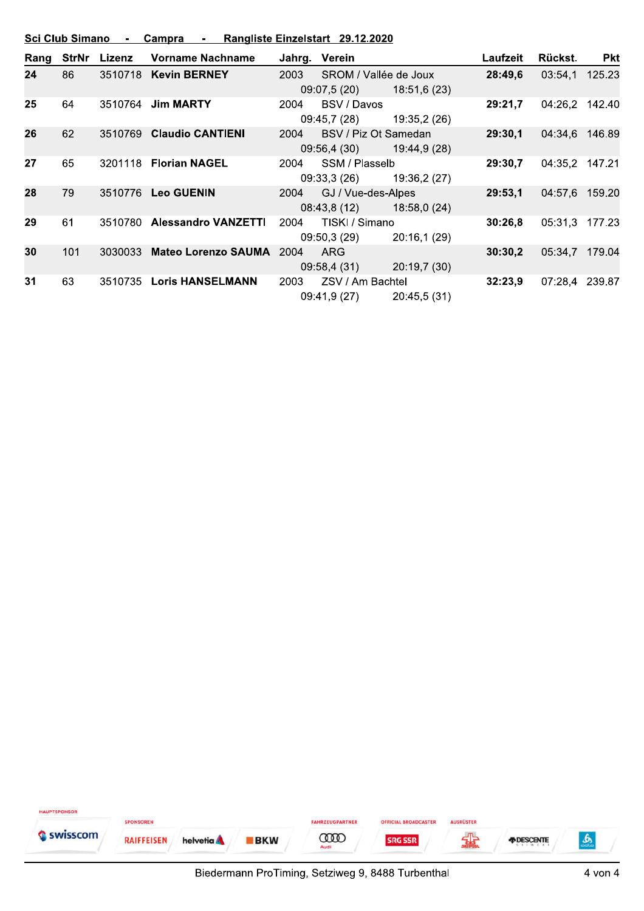**Sci Club Simano - Campra - Rangliste Einzelstart 29.12.2020**

| Rang | StrNr | Lizenz | Vorname Nachname | Jahrg. | Verein | | Laufzeit | Rückst. | Pkt |
|---|---|---|---|---|---|---|---|---|---|
| **24** | 86 | 3510718 | **Kevin BERNEY** | 2003 | SROM / Vallée de Joux | | **28:49,6** | 03:54,1 | 125.23 |
| | | | | | 09:07,5 (20) | 18:51,6 (23) | | | |
| **25** | 64 | 3510764 | **Jim MARTY** | 2004 | BSV / Davos | | **29:21,7** | 04:26,2 | 142.40 |
| | | | | | 09:45,7 (28) | 19:35,2 (26) | | | |
| **26** | 62 | 3510769 | **Claudio CANTIENI** | 2004 | BSV / Piz Ot Samedan | | **29:30,1** | 04:34,6 | 146.89 |
| | | | | | 09:56,4 (30) | 19:44,9 (28) | | | |
| **27** | 65 | 3201118 | **Florian NAGEL** | 2004 | SSM / Plasselb | | **29:30,7** | 04:35,2 | 147.21 |
| | | | | | 09:33,3 (26) | 19:36,2 (27) | | | |
| **28** | 79 | 3510776 | **Leo GUENIN** | 2004 | GJ / Vue-des-Alpes | | **29:53,1** | 04:57,6 | 159.20 |
| | | | | | 08:43,8 (12) | 18:58,0 (24) | | | |
| **29** | 61 | 3510780 | **Alessandro VANZETTI** | 2004 | TISKI / Simano | | **30:26,8** | 05:31,3 | 177.23 |
| | | | | | 09:50,3 (29) | 20:16,1 (29) | | | |
| **30** | 101 | 3030033 | **Mateo Lorenzo SAUMA** | 2004 | ARG | | **30:30,2** | 05:34,7 | 179.04 |
| | | | | | 09:58,4 (31) | 20:19,7 (30) | | | |
| **31** | 63 | 3510735 | **Loris HANSELMANN** | 2003 | ZSV / Am Bachtel | | **32:23,9** | 07:28,4 | 239.87 |
| | | | | | 09:41,9 (27) | 20:45,5 (31) | | | |

HAUPTSPONSOR swisscom SPONSOREN RAIFFEISEN helvetia BKW FAHRZEUGPARTNER Audi OFFICIAL BROADCASTER SRG SSR AUSRÜSTER DESCENTE odlo

Biedermann ProTiming, Setziweg 9, 8488 Turbenthal